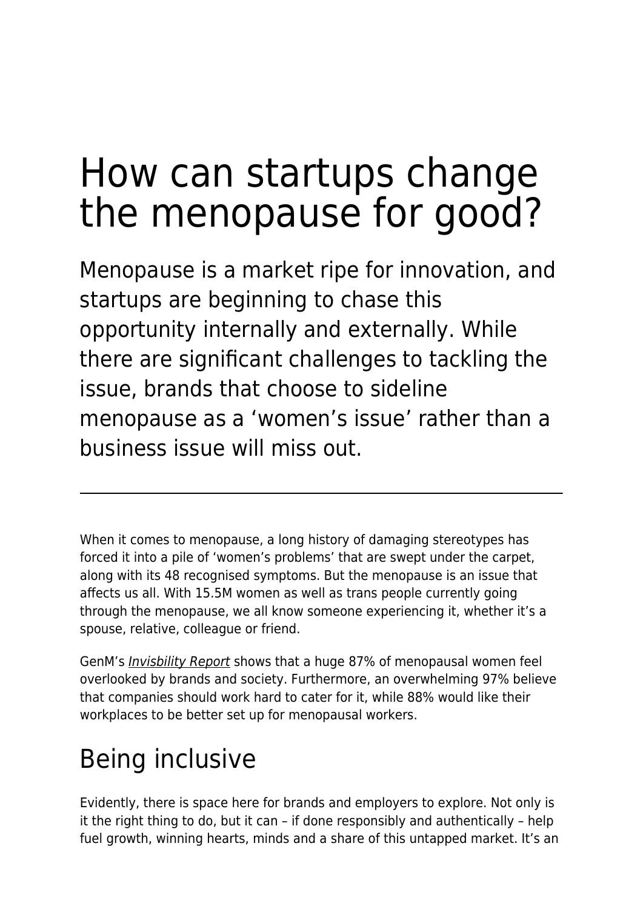# How can startups change the menopause for good?

Menopause is a market ripe for innovation, and startups are beginning to chase this opportunity internally and externally. While there are significant challenges to tackling the issue, brands that choose to sideline menopause as a 'women's issue' rather than a business issue will miss out.

---

When it comes to menopause, a long history of damaging stereotypes has forced it into a pile of 'women's problems' that are swept under the carpet, along with its 48 recognised symptoms. But the menopause is an issue that affects us all. With 15.5M women as well as trans people currently going through the menopause, we all know someone experiencing it, whether it's a spouse, relative, colleague or friend.

GenM's *Invisbility Report* shows that a huge 87% of menopausal women feel overlooked by brands and society. Furthermore, an overwhelming 97% believe that companies should work hard to cater for it, while 88% would like their workplaces to be better set up for menopausal workers.

## Being inclusive

Evidently, there is space here for brands and employers to explore. Not only is it the right thing to do, but it can – if done responsibly and authentically – help fuel growth, winning hearts, minds and a share of this untapped market. It's an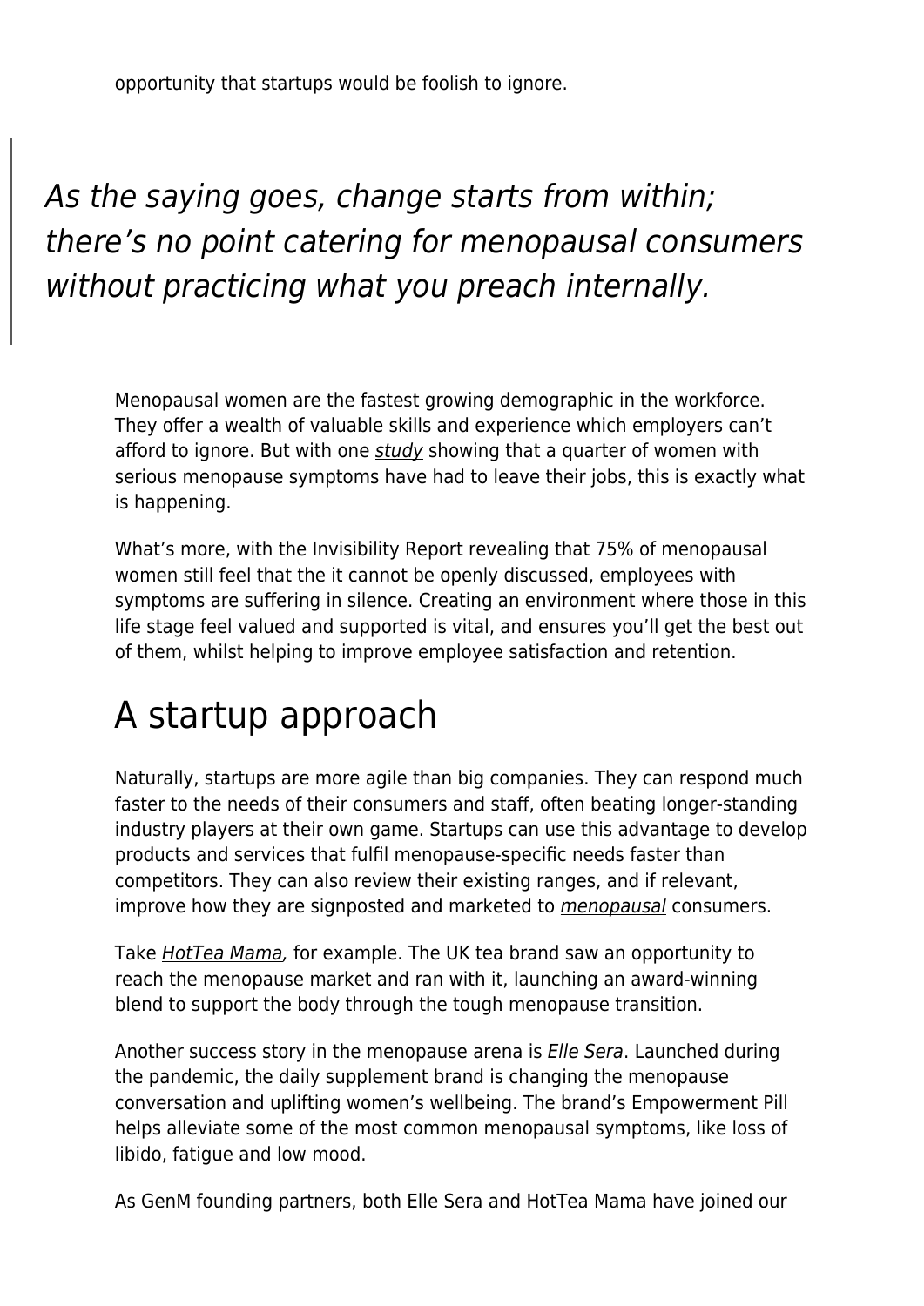opportunity that startups would be foolish to ignore.

> *As the saying goes, change starts from within; there's no point catering for menopausal consumers without practicing what you preach internally.*

Menopausal women are the fastest growing demographic in the workforce. They offer a wealth of valuable skills and experience which employers can't afford to ignore. But with one *study* showing that a quarter of women with serious menopause symptoms have had to leave their jobs, this is exactly what is happening.

What's more, with the Invisibility Report revealing that 75% of menopausal women still feel that the it cannot be openly discussed, employees with symptoms are suffering in silence. Creating an environment where those in this life stage feel valued and supported is vital, and ensures you'll get the best out of them, whilst helping to improve employee satisfaction and retention.

# A startup approach

Naturally, startups are more agile than big companies. They can respond much faster to the needs of their consumers and staff, often beating longer-standing industry players at their own game. Startups can use this advantage to develop products and services that fulfil menopause-specific needs faster than competitors. They can also review their existing ranges, and if relevant, improve how they are signposted and marketed to *menopausal* consumers.

Take *HotTea Mama,* for example. The UK tea brand saw an opportunity to reach the menopause market and ran with it, launching an award-winning blend to support the body through the tough menopause transition.

Another success story in the menopause arena is *Elle Sera*. Launched during the pandemic, the daily supplement brand is changing the menopause conversation and uplifting women's wellbeing. The brand's Empowerment Pill helps alleviate some of the most common menopausal symptoms, like loss of libido, fatigue and low mood.

As GenM founding partners, both Elle Sera and HotTea Mama have joined our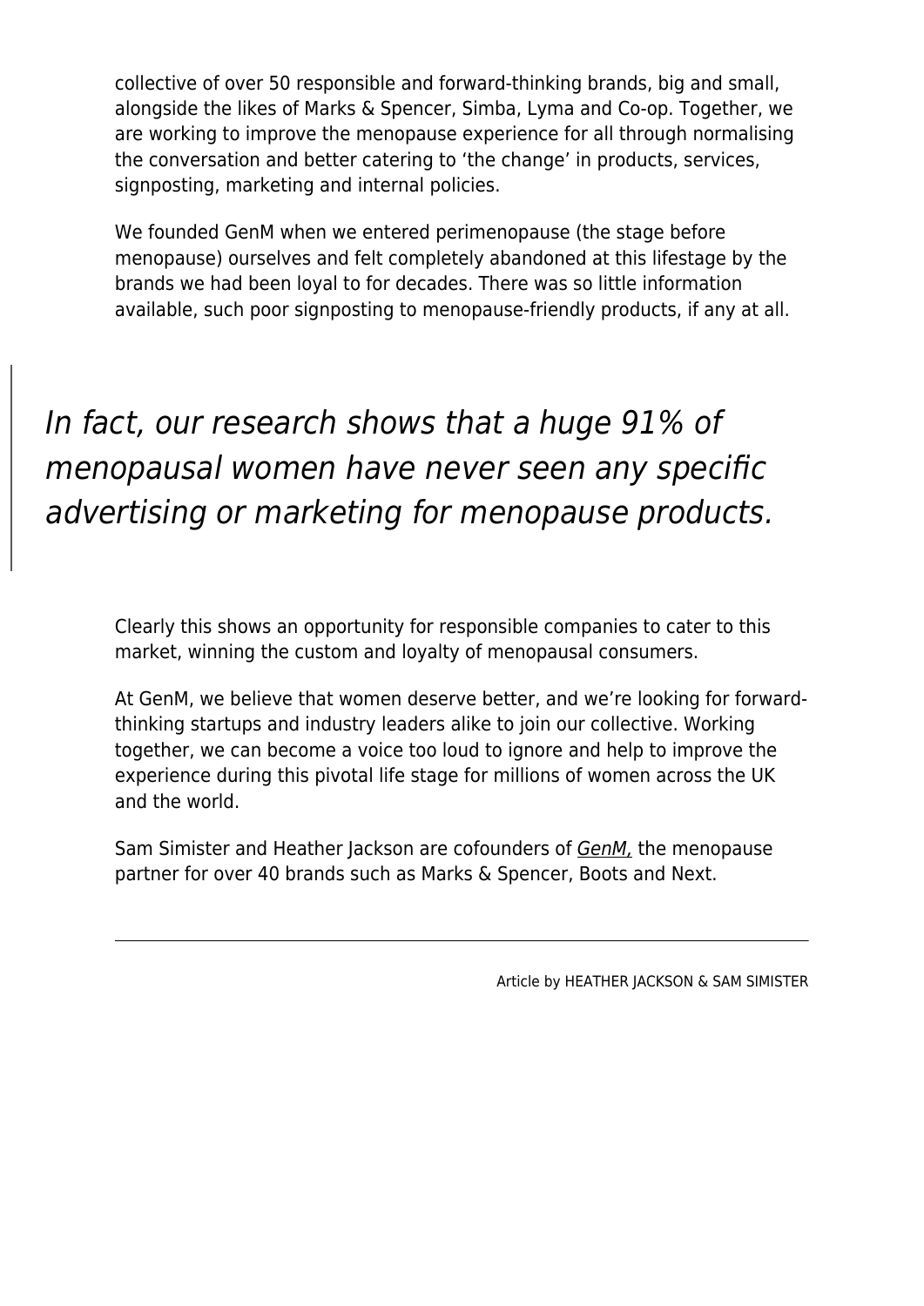collective of over 50 responsible and forward-thinking brands, big and small, alongside the likes of Marks & Spencer, Simba, Lyma and Co-op. Together, we are working to improve the menopause experience for all through normalising the conversation and better catering to 'the change' in products, services, signposting, marketing and internal policies.

We founded GenM when we entered perimenopause (the stage before menopause) ourselves and felt completely abandoned at this lifestage by the brands we had been loyal to for decades. There was so little information available, such poor signposting to menopause-friendly products, if any at all.

> *In fact, our research shows that a huge 91% of menopausal women have never seen any specific advertising or marketing for menopause products.*

Clearly this shows an opportunity for responsible companies to cater to this market, winning the custom and loyalty of menopausal consumers.

At GenM, we believe that women deserve better, and we're looking for forward-thinking startups and industry leaders alike to join our collective. Working together, we can become a voice too loud to ignore and help to improve the experience during this pivotal life stage for millions of women across the UK and the world.

Sam Simister and Heather Jackson are cofounders of GenM, the menopause partner for over 40 brands such as Marks & Spencer, Boots and Next.

---

Article by HEATHER JACKSON & SAM SIMISTER